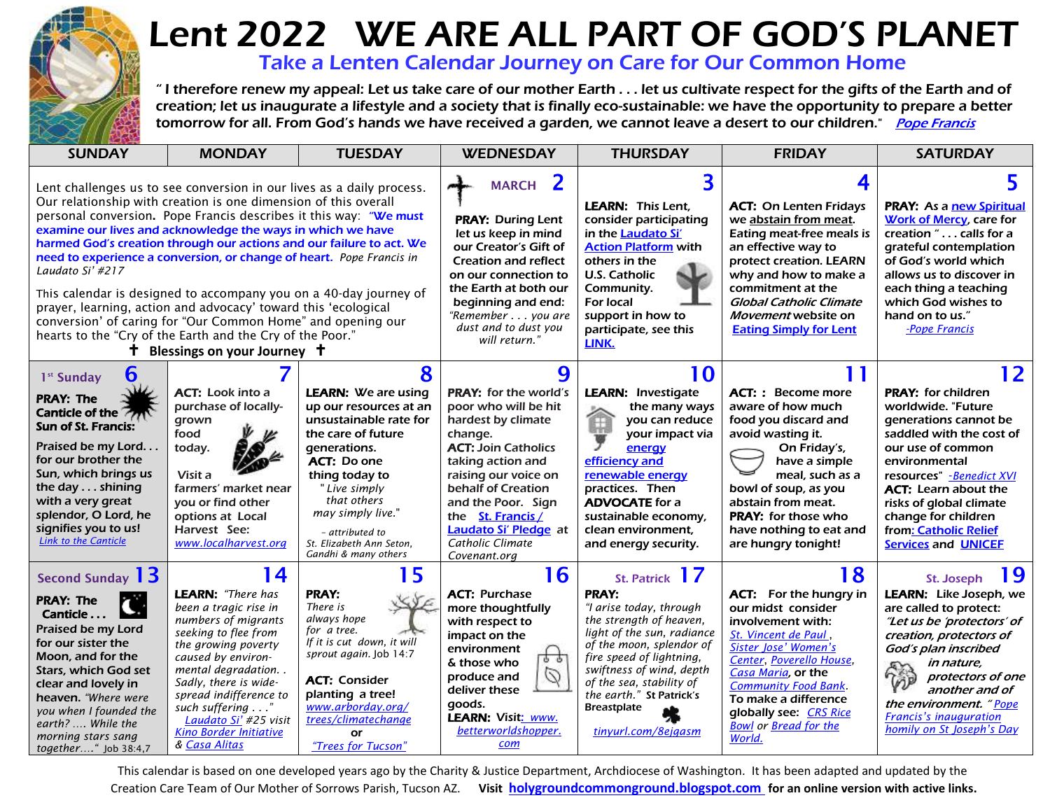# Lent 2022 WE ARE ALL PART OF GOD'S PLANET

## Take a Lenten Calendar Journey on Care for Our Common Home

**" I therefore renew my appeal: Let us take care of our mother Earth . . . let us cultivate respect for the gifts of the Earth and of creation; let us inaugurate a lifestyle and a society that is finally eco-sustainable: we have the opportunity to prepare a better tomorrow for all. From God's hands we have received a garden, we cannot leave a desert to our children."** *Pope Francis*

| SUNDAY | MONDAY | TUESDAY | WEDNESDAY | THURSDAY | FRIDAY | SATURDAY |
|---|---|---|---|---|---|---|
| Lent challenges us to see conversion in our lives as a daily process. Our relationship with creation is one dimension of this overall personal conversion. Pope Francis describes it this way: **"We must examine our lives and acknowledge the ways in which we have harmed God's creation through our actions and our failure to act. We need to experience a conversion, or change of heart.** *Pope Francis in Laudato Si' #217*<br><br>This calendar is designed to accompany you on a 40-day journey of prayer, learning, action and advocacy toward this 'ecological conversion' of caring for "Our Common Home" and opening our hearts to the "Cry of the Earth and the Cry of the Poor."<br>**✝ Blessings on your Journey ✝** | | | **MARCH 2**<br>**PRAY: During Lent let us keep in mind our Creator's Gift of Creation and reflect on our connection to the Earth at both our beginning and end:** *"Remember . . . you are dust and to dust you will return."* | **3**<br>**LEARN: This Lent, consider participating in the Laudato Si' Action Platform with others in the U.S. Catholic Community. For local support in how to participate, see this LINK.** | **4**<br>**ACT: On Lenten Fridays we abstain from meat. Eating meat-free meals is an effective way to protect creation. LEARN why and how to make a commitment at the** ***Global Catholic Climate Movement*** **website on Eating Simply for Lent** | **5**<br>**PRAY: As a new Spiritual Work of Mercy, care for creation " . . . calls for a grateful contemplation of God's world which allows us to discover in each thing a teaching which God wishes to hand on to us."** *-Pope Francis* |
| **1st Sunday 6**<br>**PRAY: The Canticle of the Sun of St. Francis:**<br>**Praised be my Lord. . . for our brother the Sun, which brings us the day . . . shining with a very great splendor, O Lord, he signifies you to us!**<br>*Link to the Canticle* | **7**<br>**ACT: Look into a purchase of locally-grown food today.**<br><br>**Visit a farmers' market near you or find other options at Local Harvest See:**<br>*www.localharvest.org* | **8**<br>**LEARN: We are using up our resources at an unsustainable rate for the care of future generations.**<br>**ACT: Do one thing today to act.**<br>*" Live simply that others may simply live."*<br>*- attributed to St. Elizabeth Ann Seton, Gandhi & many others* | **9**<br>**PRAY: for the world's poor who will be hit hardest by climate change.**<br>**ACT: Join Catholics taking action and raising our voice on behalf of Creation and the Poor. Sign the St. Francis / Laudato Si' Pledge at** *Catholic Climate Covenant.org* | **10**<br>**LEARN: Investigate the many ways you can reduce your impact via energy efficiency and renewable energy practices. Then ADVOCATE for a sustainable economy, clean environment, and energy security.** | **11**<br>**ACT: : Become more aware of how much food you discard and avoid wasting it.**<br>**On Friday's, have a simple meal, such as a bowl of soup, as you abstain from meat.**<br>**PRAY: for those who have nothing to eat and are hungry tonight!** | **12**<br>**PRAY: for children worldwide. "Future generations cannot be saddled with the cost of our use of common environmental resources"** *-Benedict XVI*<br>**ACT: Learn about the risks of global climate change for children from: Catholic Relief Services and UNICEF** |
| **Second Sunday 13**<br>**PRAY: The Canticle . . .**<br>**Praised be my Lord for our sister the Moon, and for the Stars, which God set clear and lovely in heaven.** *"Where were you when I founded the earth? …. While the morning stars sang together…."* Job 38:4,7 | **14**<br>**LEARN:** *"There has been a tragic rise in numbers of migrants seeking to flee from the growing poverty caused by environ-mental degradation. . Sadly, there is wide-spread indifference to such suffering . . ."*<br>*Laudato Si' #25* visit *Kino Border Initiative* & *Casa Alitas* | **15**<br>**PRAY:**<br>*There is always hope for a tree. If it is cut down, it will sprout again.* Job 14:7<br><br>**ACT: Consider planting a tree!**<br>*www.arborday.org/trees/climatechange*<br>**or**<br>*"Trees for Tucson"* | **16**<br>**ACT: Purchase more thoughtfully with respect to impact on the environment & those who produce and deliver these goods.**<br>**LEARN: Visit: www.betterworldshopper.com** | **St. Patrick 17**<br>**PRAY:**<br>*"I arise today, through the strength of heaven, light of the sun, radiance of the moon, splendor of fire speed of lightning, swiftness of wind, depth of the sea, stability of the earth."* **St Patrick's Breastplate**<br>*tinyurl.com/8ejgasm* | **18**<br>**ACT: For the hungry in our midst consider involvement with:**<br>*St. Vincent de Paul*, *Sister Jose' Women's Center*, *Poverello House*, *Casa Maria*, or the *Community Food Bank*.<br>**To make a difference globally see:** *CRS Rice Bowl* or *Bread for the World.* | **St. Joseph 19**<br>**LEARN: Like Joseph, we are called to protect:** ***"Let us be 'protectors' of creation, protectors of God's plan inscribed in nature, protectors of one another and of the environment. "*** *Pope Francis's inauguration homily on St Joseph's Day* |

This calendar is based on one developed years ago by the Charity & Justice Department, Archdiocese of Washington. It has been adapted and updated by the Creation Care Team of Our Mother of Sorrows Parish, Tucson AZ. **Visit holygroundcommonground.blogspot.com for an online version with active links.**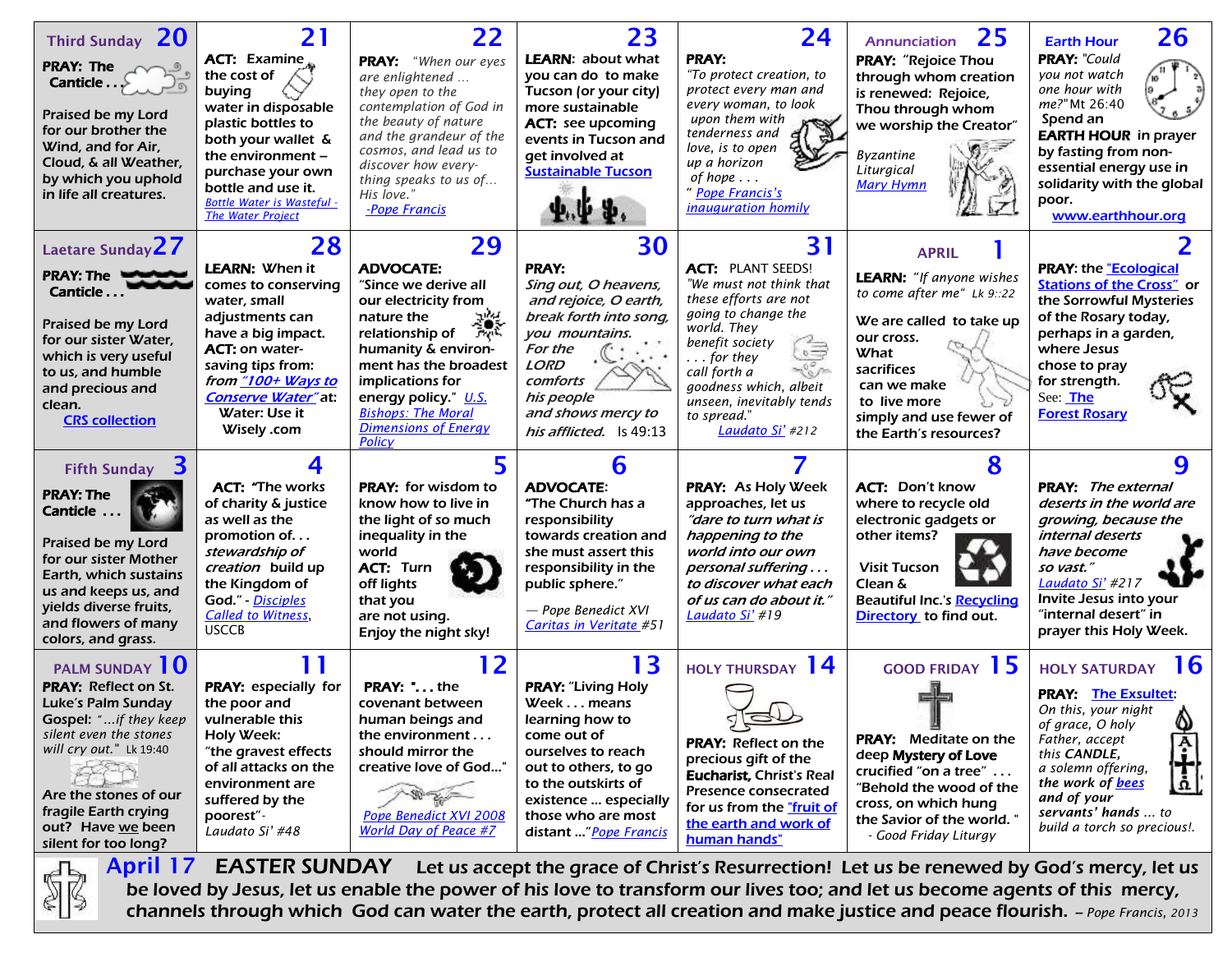| Sun | Mon | Tue | Wed | Thu | Fri | Sat |
|---|---|---|---|---|---|---|
| **Third Sunday 20** **PRAY: The Canticle . . .** Praised be my Lord for our brother the Wind, and for Air, Cloud, & all Weather, by which you uphold in life all creatures. | **21** **ACT:** Examine the cost of buying water in disposable plastic bottles to both your wallet & the environment – purchase your own bottle and use it. *Bottle Water is Wasteful - The Water Project* | **22** **PRAY:** *"When our eyes are enlightened … they open to the contemplation of God in the beauty of nature and the grandeur of the cosmos, and lead us to discover how every-thing speaks to us of… His love."* *-Pope Francis* | **23** **LEARN:** about what you can do to make Tucson (or your city) more sustainable **ACT:** see upcoming events in Tucson and get involved at Sustainable Tucson | **24** **PRAY:** *"To protect creation, to protect every man and every woman, to look upon them with tenderness and love, is to open up a horizon of hope . . ."* Pope Francis's inauguration homily | **Annunciation 25** **PRAY: "Rejoice Thou through whom creation is renewed: Rejoice, Thou through whom we worship the Creator"** *Byzantine Liturgical Mary Hymn* | **Earth Hour 26** **PRAY:** *"Could you not watch one hour with me?"* Mt 26:40 Spend an **EARTH HOUR** in prayer by fasting from non-essential energy use in solidarity with the global poor. www.earthhour.org |
| **Laetare Sunday 27** **PRAY: The Canticle . . .** Praised be my Lord for our sister Water, which is very useful to us, and humble and precious and clean. CRS collection | **28** **LEARN:** When it comes to conserving water, small adjustments can have a big impact. **ACT:** on water-saving tips from: *from "100+ Ways to Conserve Water"* at: Water: Use it Wisely .com | **29** **ADVOCATE:** "Since we derive all our electricity from nature the relationship of humanity & environ-ment has the broadest implications for energy policy." *U.S. Bishops: The Moral Dimensions of Energy Policy* | **30** **PRAY:** *Sing out, O heavens, and rejoice, O earth, break forth into song, you mountains. For the LORD comforts his people and shows mercy to his afflicted.* Is 49:13 | **31** **ACT:** PLANT SEEDS! *"We must not think that these efforts are not going to change the world. They benefit society . . . for they call forth a goodness which, albeit unseen, inevitably tends to spread."* *Laudato Si' #212* | **APRIL 1** **LEARN:** *"If anyone wishes to come after me"* Lk 9::22 We are called to take up our cross. What sacrifices can we make to live more simply and use fewer of the Earth's resources? | **2** **PRAY**: the "Ecological Stations of the Cross" or the Sorrowful Mysteries of the Rosary today, perhaps in a garden, where Jesus chose to pray for strength. See: The Forest Rosary |
| **Fifth Sunday 3** **PRAY: The Canticle . . .** Praised be my Lord for our sister Mother Earth, which sustains us and keeps us, and yields diverse fruits, and flowers of many colors, and grass. | **4** **ACT:** "The works of charity & justice as well as the promotion of. . . *stewardship of creation* build up the Kingdom of God." - *Disciples Called to Witness*, USCCB | **5** **PRAY:** for wisdom to know how to live in the light of so much inequality in the world **ACT:** Turn off lights that you are not using. Enjoy the night sky! | **6** **ADVOCATE**: "The Church has a responsibility towards creation and she must assert this responsibility in the public sphere." *— Pope Benedict XVI Caritas in Veritate #51* | **7** **PRAY:** As Holy Week approaches, let us *"dare to turn what is happening to the world into our own personal suffering . . . to discover what each of us can do about it."* *Laudato Si' #19* | **8** **ACT:** Don't know where to recycle old electronic gadgets or other items? Visit Tucson Clean & Beautiful Inc.'s Recycling Directory to find out. | **9** **PRAY:** *The external deserts in the world are growing, because the internal deserts have become so vast."* *Laudato Si' #217* Invite Jesus into your "internal desert" in prayer this Holy Week. |
| **PALM SUNDAY 10** **PRAY:** Reflect on St. Luke's Palm Sunday Gospel: *"…if they keep silent even the stones will cry out."* Lk 19:40 Are the stones of our fragile Earth crying out? Have we been silent for too long? | **11** **PRAY:** especially for the poor and vulnerable this Holy Week: "the gravest effects of all attacks on the environment are suffered by the poorest"- *Laudato Si' #48* | **12** **PRAY:** ". . . the covenant between human beings and the environment . . . should mirror the creative love of God..." *Pope Benedict XVI 2008 World Day of Peace #7* | **13** **PRAY:** "Living Holy Week . . . means learning how to come out of ourselves to reach out to others, to go to the outskirts of existence ... especially those who are most distant ..."*Pope Francis* | **HOLY THURSDAY 14** **PRAY:** Reflect on the precious gift of the **Eucharist**, Christ's Real Presence consecrated for us from the "fruit of the earth and work of human hands" | **GOOD FRIDAY 15** **PRAY:** Meditate on the deep **Mystery of Love** crucified "on a tree" . . . "Behold the wood of the cross, on which hung the Savior of the world. " *- Good Friday Liturgy* | **HOLY SATURDAY 16** **PRAY:** The Exsultet: *On this, your night of grace, O holy Father, accept this CANDLE, a solemn offering, the work of bees and of your servants' hands … to build a torch so precious!.* |

**April 17 EASTER SUNDAY** Let us accept the grace of Christ's Resurrection! Let us be renewed by God's mercy, let us be loved by Jesus, let us enable the power of his love to transform our lives too; and let us become agents of this mercy, channels through which God can water the earth, protect all creation and make justice and peace flourish. *– Pope Francis, 2013*